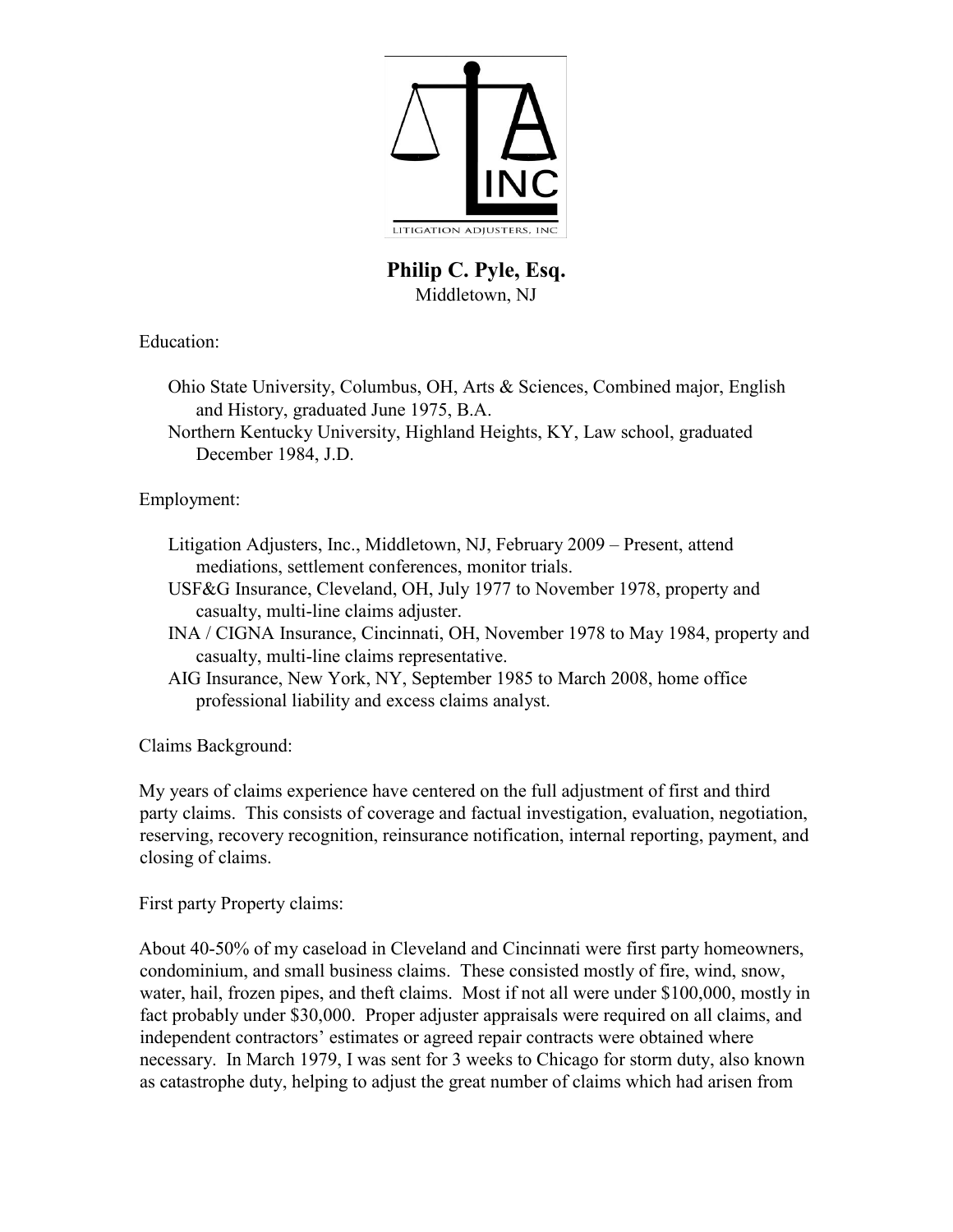LITIGATION ADJUSTERS, INC

# Philip C. Pyle, Esq.

Middletown, NJ

Education:

- Ohio State University, Columbus, OH, Arts & Sciences, Combined major, English and History, graduated June 1975, B.A.
- Northern Kentucky University, Highland Heights, KY, Law school, graduated December 1984, J.D.

Employment:

- Litigation Adjusters, Inc., Middletown, NJ, February 2009 – Present, attend mediations, settlement conferences, monitor trials.
- USF&G Insurance, Cleveland, OH, July 1977 to November 1978, property and casualty, multi-line claims adjuster.
- INA / CIGNA Insurance, Cincinnati, OH, November 1978 to May 1984, property and casualty, multi-line claims representative.
- AIG Insurance, New York, NY, September 1985 to March 2008, home office professional liability and excess claims analyst.

Claims Background:

My years of claims experience have centered on the full adjustment of first and third party claims. This consists of coverage and factual investigation, evaluation, negotiation, reserving, recovery recognition, reinsurance notification, internal reporting, payment, and closing of claims.

First party Property claims:

About 40-50% of my caseload in Cleveland and Cincinnati were first party homeowners, condominium, and small business claims. These consisted mostly of fire, wind, snow, water, hail, frozen pipes, and theft claims. Most if not all were under $100,000, mostly in fact probably under $30,000. Proper adjuster appraisals were required on all claims, and independent contractors' estimates or agreed repair contracts were obtained where necessary. In March 1979, I was sent for 3 weeks to Chicago for storm duty, also known as catastrophe duty, helping to adjust the great number of claims which had arisen from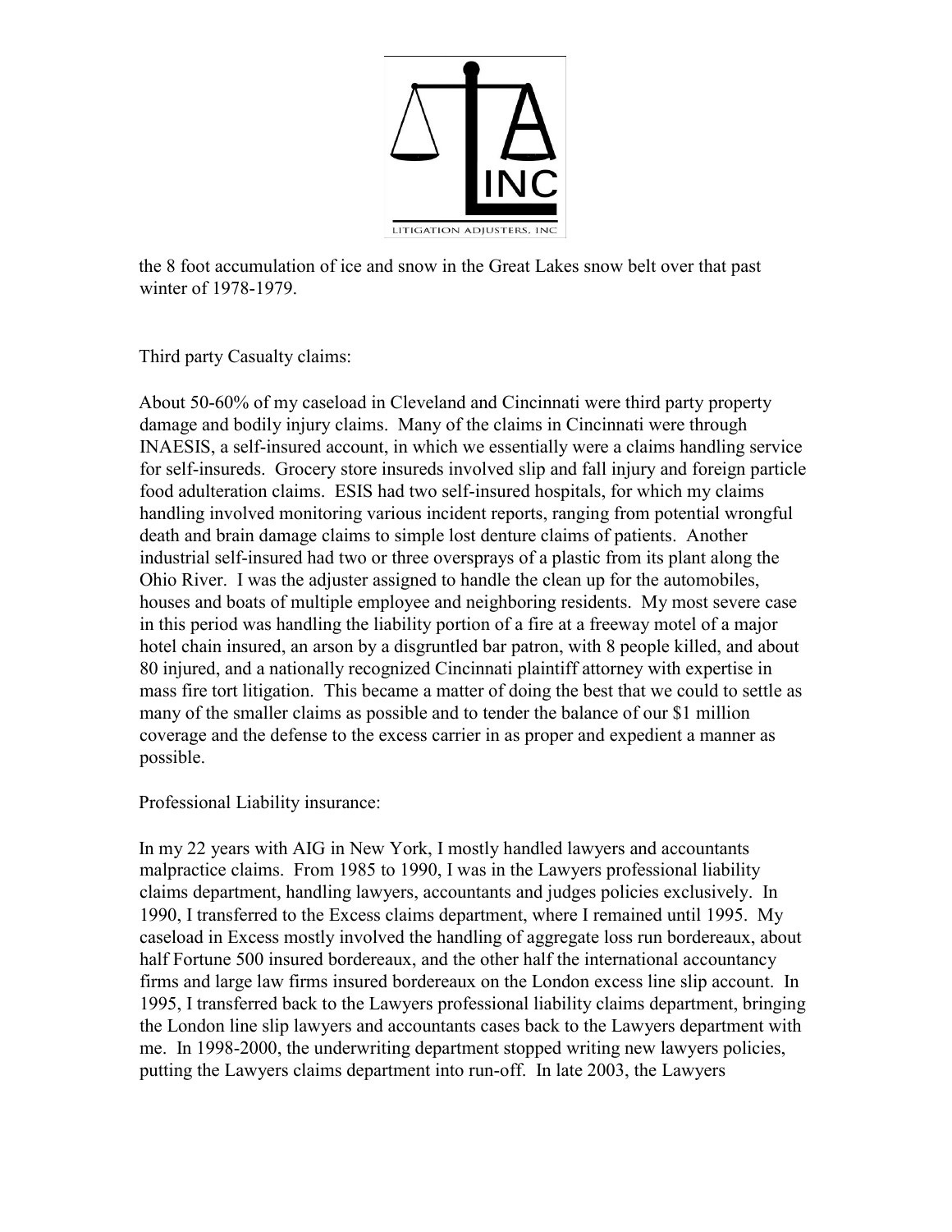the 8 foot accumulation of ice and snow in the Great Lakes snow belt over that past winter of 1978-1979.

Third party Casualty claims:

About 50-60% of my caseload in Cleveland and Cincinnati were third party property damage and bodily injury claims. Many of the claims in Cincinnati were through INAESIS, a self-insured account, in which we essentially were a claims handling service for self-insureds. Grocery store insureds involved slip and fall injury and foreign particle food adulteration claims. ESIS had two self-insured hospitals, for which my claims handling involved monitoring various incident reports, ranging from potential wrongful death and brain damage claims to simple lost denture claims of patients. Another industrial self-insured had two or three oversprays of a plastic from its plant along the Ohio River. I was the adjuster assigned to handle the clean up for the automobiles, houses and boats of multiple employee and neighboring residents. My most severe case in this period was handling the liability portion of a fire at a freeway motel of a major hotel chain insured, an arson by a disgruntled bar patron, with 8 people killed, and about 80 injured, and a nationally recognized Cincinnati plaintiff attorney with expertise in mass fire tort litigation. This became a matter of doing the best that we could to settle as many of the smaller claims as possible and to tender the balance of our $1 million coverage and the defense to the excess carrier in as proper and expedient a manner as possible.

Professional Liability insurance:

In my 22 years with AIG in New York, I mostly handled lawyers and accountants malpractice claims. From 1985 to 1990, I was in the Lawyers professional liability claims department, handling lawyers, accountants and judges policies exclusively. In 1990, I transferred to the Excess claims department, where I remained until 1995. My caseload in Excess mostly involved the handling of aggregate loss run bordereaux, about half Fortune 500 insured bordereaux, and the other half the international accountancy firms and large law firms insured bordereaux on the London excess line slip account. In 1995, I transferred back to the Lawyers professional liability claims department, bringing the London line slip lawyers and accountants cases back to the Lawyers department with me. In 1998-2000, the underwriting department stopped writing new lawyers policies, putting the Lawyers claims department into run-off. In late 2003, the Lawyers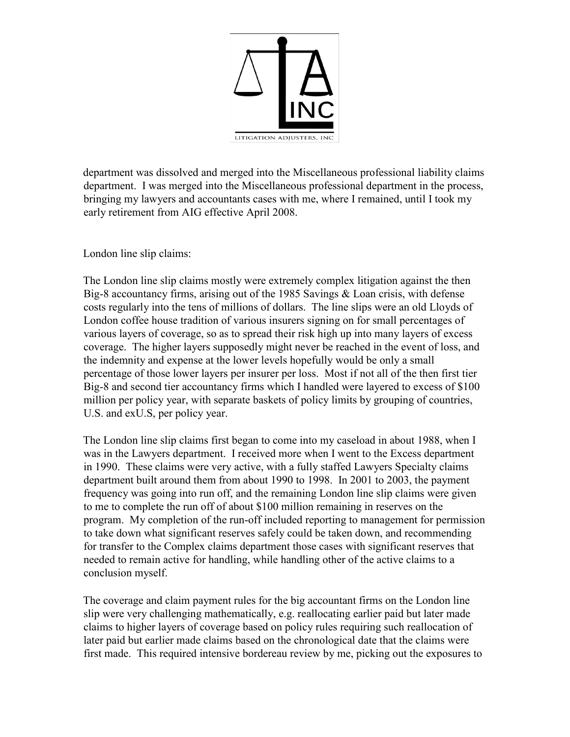department was dissolved and merged into the Miscellaneous professional liability claims department. I was merged into the Miscellaneous professional department in the process, bringing my lawyers and accountants cases with me, where I remained, until I took my early retirement from AIG effective April 2008.

London line slip claims:

The London line slip claims mostly were extremely complex litigation against the then Big-8 accountancy firms, arising out of the 1985 Savings & Loan crisis, with defense costs regularly into the tens of millions of dollars. The line slips were an old Lloyds of London coffee house tradition of various insurers signing on for small percentages of various layers of coverage, so as to spread their risk high up into many layers of excess coverage. The higher layers supposedly might never be reached in the event of loss, and the indemnity and expense at the lower levels hopefully would be only a small percentage of those lower layers per insurer per loss. Most if not all of the then first tier Big-8 and second tier accountancy firms which I handled were layered to excess of $100 million per policy year, with separate baskets of policy limits by grouping of countries, U.S. and exU.S, per policy year.

The London line slip claims first began to come into my caseload in about 1988, when I was in the Lawyers department. I received more when I went to the Excess department in 1990. These claims were very active, with a fully staffed Lawyers Specialty claims department built around them from about 1990 to 1998. In 2001 to 2003, the payment frequency was going into run off, and the remaining London line slip claims were given to me to complete the run off of about $100 million remaining in reserves on the program. My completion of the run-off included reporting to management for permission to take down what significant reserves safely could be taken down, and recommending for transfer to the Complex claims department those cases with significant reserves that needed to remain active for handling, while handling other of the active claims to a conclusion myself.

The coverage and claim payment rules for the big accountant firms on the London line slip were very challenging mathematically, e.g. reallocating earlier paid but later made claims to higher layers of coverage based on policy rules requiring such reallocation of later paid but earlier made claims based on the chronological date that the claims were first made. This required intensive bordereau review by me, picking out the exposures to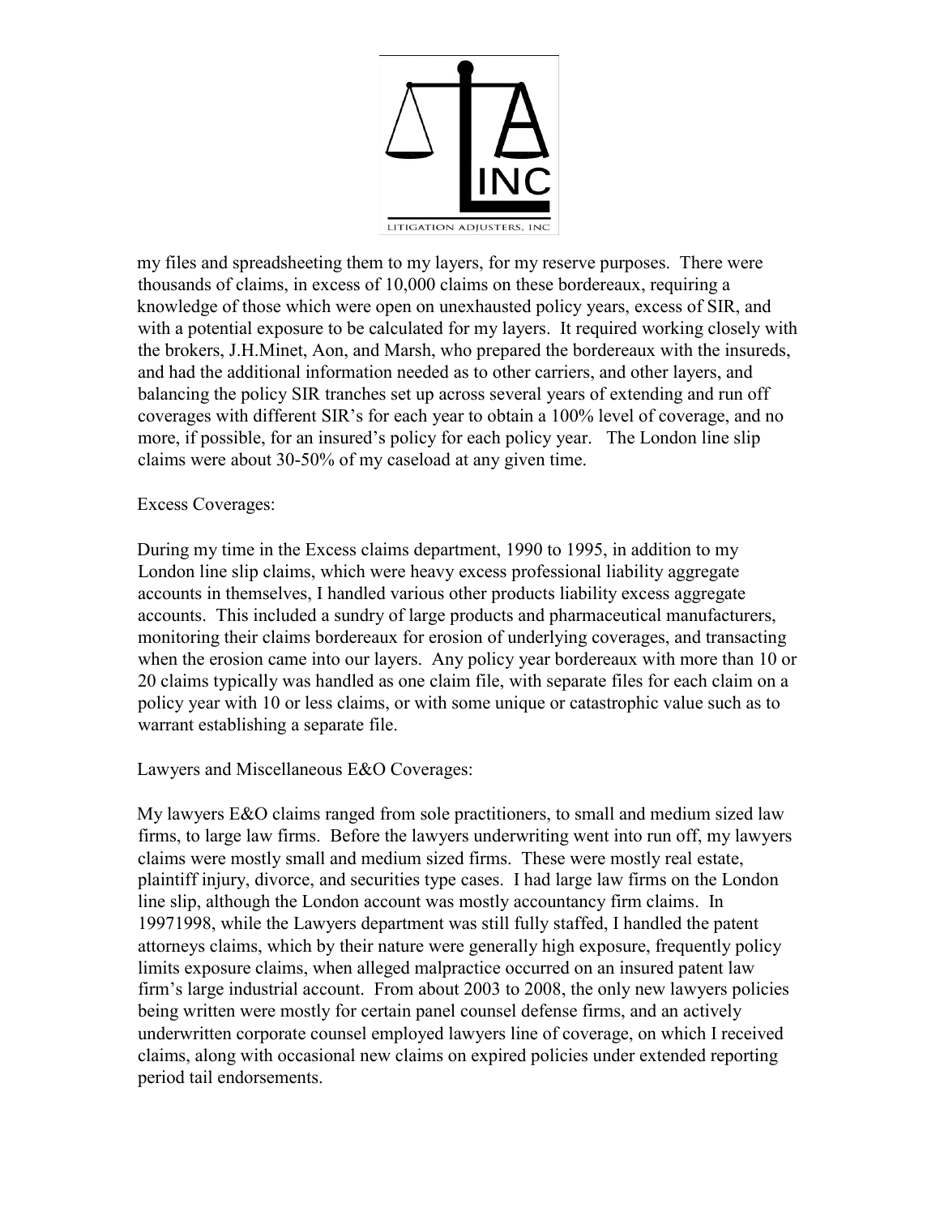my files and spreadsheeting them to my layers, for my reserve purposes. There were thousands of claims, in excess of 10,000 claims on these bordereaux, requiring a knowledge of those which were open on unexhausted policy years, excess of SIR, and with a potential exposure to be calculated for my layers. It required working closely with the brokers, J.H.Minet, Aon, and Marsh, who prepared the bordereaux with the insureds, and had the additional information needed as to other carriers, and other layers, and balancing the policy SIR tranches set up across several years of extending and run off coverages with different SIR's for each year to obtain a 100% level of coverage, and no more, if possible, for an insured's policy for each policy year. The London line slip claims were about 30-50% of my caseload at any given time.

Excess Coverages:

During my time in the Excess claims department, 1990 to 1995, in addition to my London line slip claims, which were heavy excess professional liability aggregate accounts in themselves, I handled various other products liability excess aggregate accounts. This included a sundry of large products and pharmaceutical manufacturers, monitoring their claims bordereaux for erosion of underlying coverages, and transacting when the erosion came into our layers. Any policy year bordereaux with more than 10 or 20 claims typically was handled as one claim file, with separate files for each claim on a policy year with 10 or less claims, or with some unique or catastrophic value such as to warrant establishing a separate file.

Lawyers and Miscellaneous E&O Coverages:

My lawyers E&O claims ranged from sole practitioners, to small and medium sized law firms, to large law firms. Before the lawyers underwriting went into run off, my lawyers claims were mostly small and medium sized firms. These were mostly real estate, plaintiff injury, divorce, and securities type cases. I had large law firms on the London line slip, although the London account was mostly accountancy firm claims. In 19971998, while the Lawyers department was still fully staffed, I handled the patent attorneys claims, which by their nature were generally high exposure, frequently policy limits exposure claims, when alleged malpractice occurred on an insured patent law firm's large industrial account. From about 2003 to 2008, the only new lawyers policies being written were mostly for certain panel counsel defense firms, and an actively underwritten corporate counsel employed lawyers line of coverage, on which I received claims, along with occasional new claims on expired policies under extended reporting period tail endorsements.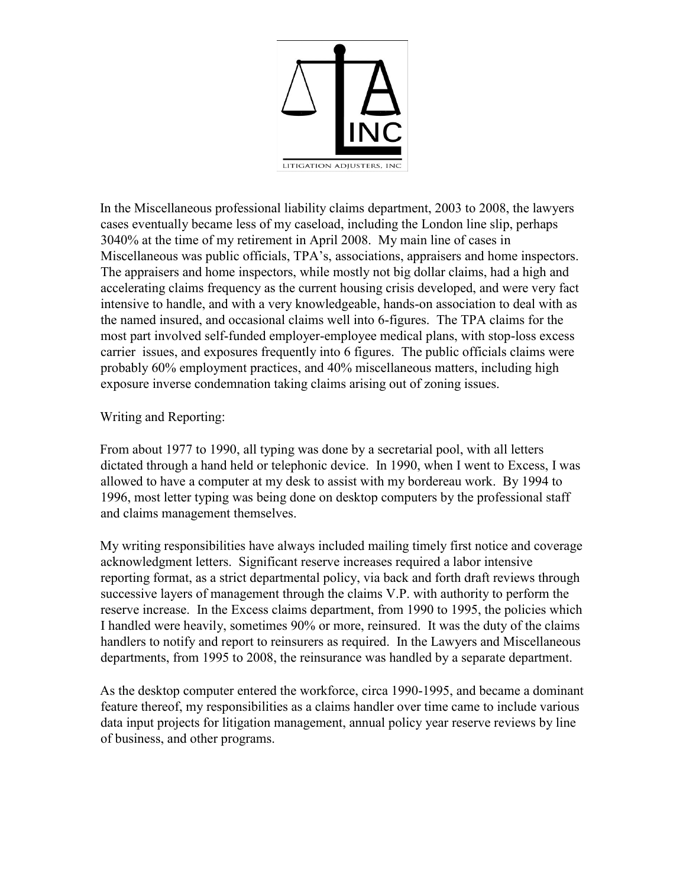In the Miscellaneous professional liability claims department, 2003 to 2008, the lawyers cases eventually became less of my caseload, including the London line slip, perhaps 3040% at the time of my retirement in April 2008. My main line of cases in Miscellaneous was public officials, TPA's, associations, appraisers and home inspectors. The appraisers and home inspectors, while mostly not big dollar claims, had a high and accelerating claims frequency as the current housing crisis developed, and were very fact intensive to handle, and with a very knowledgeable, hands-on association to deal with as the named insured, and occasional claims well into 6-figures. The TPA claims for the most part involved self-funded employer-employee medical plans, with stop-loss excess carrier issues, and exposures frequently into 6 figures. The public officials claims were probably 60% employment practices, and 40% miscellaneous matters, including high exposure inverse condemnation taking claims arising out of zoning issues.

Writing and Reporting:

From about 1977 to 1990, all typing was done by a secretarial pool, with all letters dictated through a hand held or telephonic device. In 1990, when I went to Excess, I was allowed to have a computer at my desk to assist with my bordereau work. By 1994 to 1996, most letter typing was being done on desktop computers by the professional staff and claims management themselves.

My writing responsibilities have always included mailing timely first notice and coverage acknowledgment letters. Significant reserve increases required a labor intensive reporting format, as a strict departmental policy, via back and forth draft reviews through successive layers of management through the claims V.P. with authority to perform the reserve increase. In the Excess claims department, from 1990 to 1995, the policies which I handled were heavily, sometimes 90% or more, reinsured. It was the duty of the claims handlers to notify and report to reinsurers as required. In the Lawyers and Miscellaneous departments, from 1995 to 2008, the reinsurance was handled by a separate department.

As the desktop computer entered the workforce, circa 1990-1995, and became a dominant feature thereof, my responsibilities as a claims handler over time came to include various data input projects for litigation management, annual policy year reserve reviews by line of business, and other programs.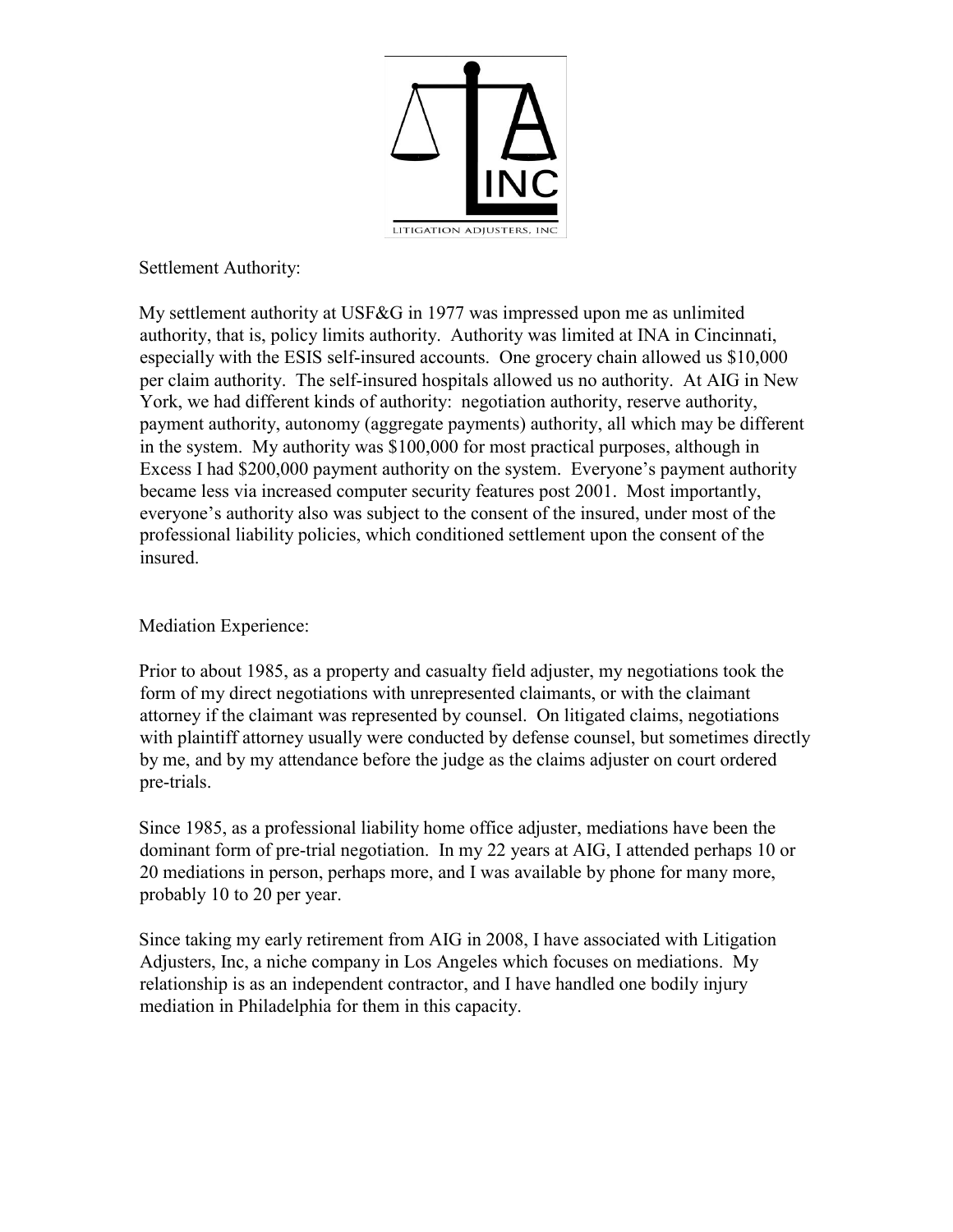Settlement Authority:

My settlement authority at USF&G in 1977 was impressed upon me as unlimited authority, that is, policy limits authority. Authority was limited at INA in Cincinnati, especially with the ESIS self-insured accounts. One grocery chain allowed us $10,000 per claim authority. The self-insured hospitals allowed us no authority. At AIG in New York, we had different kinds of authority: negotiation authority, reserve authority, payment authority, autonomy (aggregate payments) authority, all which may be different in the system. My authority was $100,000 for most practical purposes, although in Excess I had $200,000 payment authority on the system. Everyone's payment authority became less via increased computer security features post 2001. Most importantly, everyone's authority also was subject to the consent of the insured, under most of the professional liability policies, which conditioned settlement upon the consent of the insured.

Mediation Experience:

Prior to about 1985, as a property and casualty field adjuster, my negotiations took the form of my direct negotiations with unrepresented claimants, or with the claimant attorney if the claimant was represented by counsel. On litigated claims, negotiations with plaintiff attorney usually were conducted by defense counsel, but sometimes directly by me, and by my attendance before the judge as the claims adjuster on court ordered pre-trials.

Since 1985, as a professional liability home office adjuster, mediations have been the dominant form of pre-trial negotiation. In my 22 years at AIG, I attended perhaps 10 or 20 mediations in person, perhaps more, and I was available by phone for many more, probably 10 to 20 per year.

Since taking my early retirement from AIG in 2008, I have associated with Litigation Adjusters, Inc, a niche company in Los Angeles which focuses on mediations. My relationship is as an independent contractor, and I have handled one bodily injury mediation in Philadelphia for them in this capacity.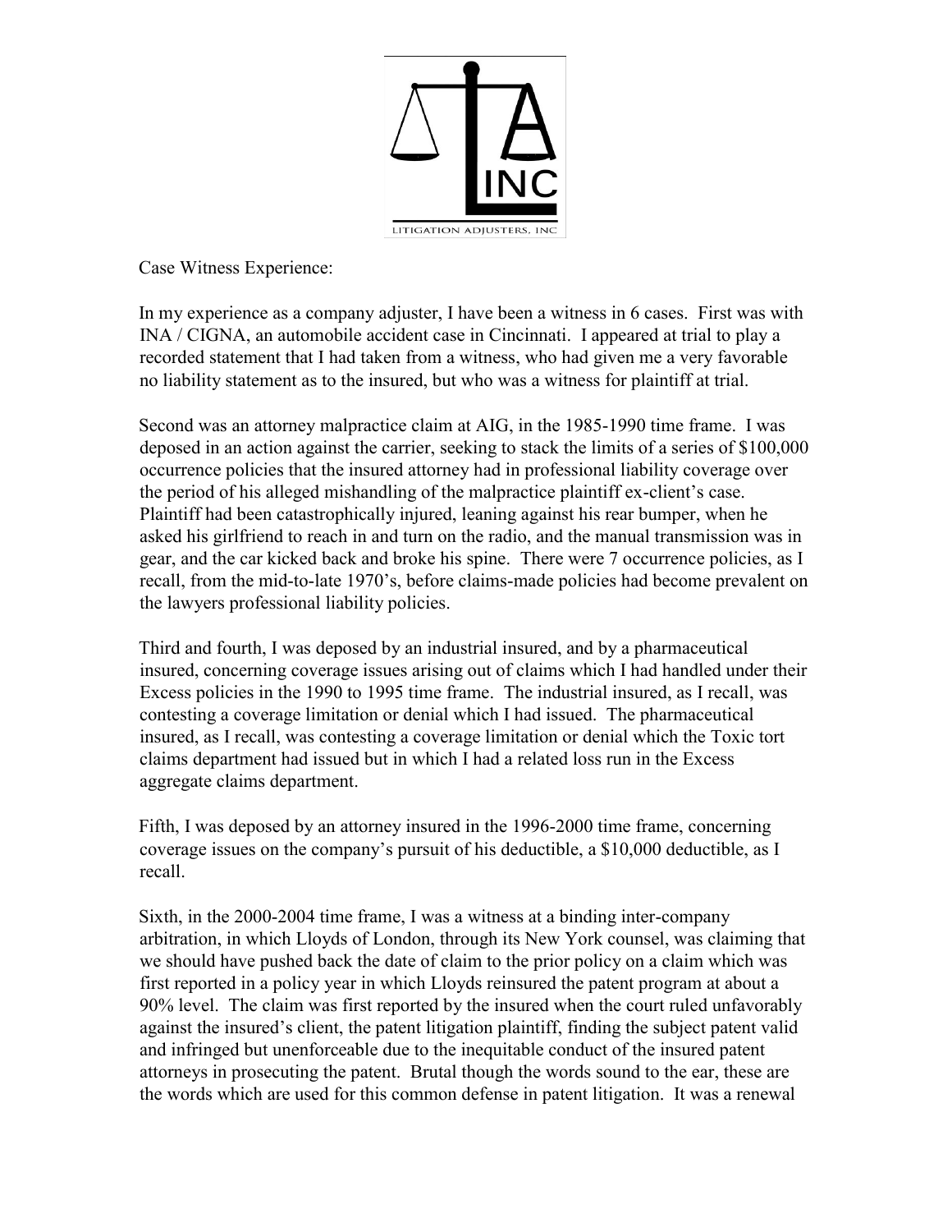Case Witness Experience:

In my experience as a company adjuster, I have been a witness in 6 cases. First was with INA / CIGNA, an automobile accident case in Cincinnati. I appeared at trial to play a recorded statement that I had taken from a witness, who had given me a very favorable no liability statement as to the insured, but who was a witness for plaintiff at trial.

Second was an attorney malpractice claim at AIG, in the 1985-1990 time frame. I was deposed in an action against the carrier, seeking to stack the limits of a series of $100,000 occurrence policies that the insured attorney had in professional liability coverage over the period of his alleged mishandling of the malpractice plaintiff ex-client's case. Plaintiff had been catastrophically injured, leaning against his rear bumper, when he asked his girlfriend to reach in and turn on the radio, and the manual transmission was in gear, and the car kicked back and broke his spine. There were 7 occurrence policies, as I recall, from the mid-to-late 1970's, before claims-made policies had become prevalent on the lawyers professional liability policies.

Third and fourth, I was deposed by an industrial insured, and by a pharmaceutical insured, concerning coverage issues arising out of claims which I had handled under their Excess policies in the 1990 to 1995 time frame. The industrial insured, as I recall, was contesting a coverage limitation or denial which I had issued. The pharmaceutical insured, as I recall, was contesting a coverage limitation or denial which the Toxic tort claims department had issued but in which I had a related loss run in the Excess aggregate claims department.

Fifth, I was deposed by an attorney insured in the 1996-2000 time frame, concerning coverage issues on the company's pursuit of his deductible, a $10,000 deductible, as I recall.

Sixth, in the 2000-2004 time frame, I was a witness at a binding inter-company arbitration, in which Lloyds of London, through its New York counsel, was claiming that we should have pushed back the date of claim to the prior policy on a claim which was first reported in a policy year in which Lloyds reinsured the patent program at about a 90% level. The claim was first reported by the insured when the court ruled unfavorably against the insured's client, the patent litigation plaintiff, finding the subject patent valid and infringed but unenforceable due to the inequitable conduct of the insured patent attorneys in prosecuting the patent. Brutal though the words sound to the ear, these are the words which are used for this common defense in patent litigation. It was a renewal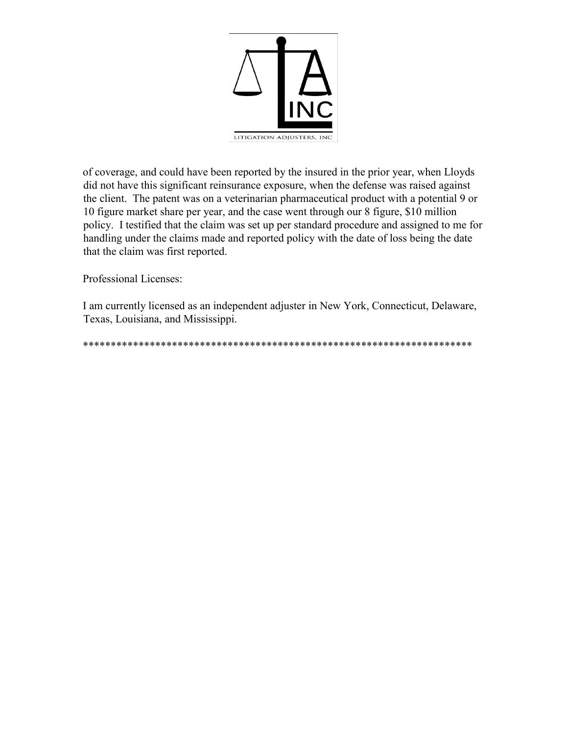of coverage, and could have been reported by the insured in the prior year, when Lloyds did not have this significant reinsurance exposure, when the defense was raised against the client. The patent was on a veterinarian pharmaceutical product with a potential 9 or 10 figure market share per year, and the case went through our 8 figure, $10 million policy. I testified that the claim was set up per standard procedure and assigned to me for handling under the claims made and reported policy with the date of loss being the date that the claim was first reported.

Professional Licenses:

I am currently licensed as an independent adjuster in New York, Connecticut, Delaware, Texas, Louisiana, and Mississippi.

************************************************************************